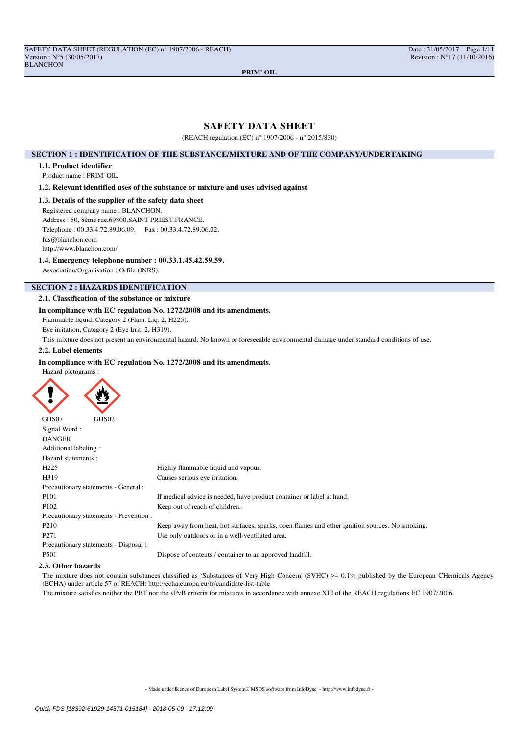# SAFETY DATA SHEET

(REACH regulation (EC) n° 1907/2006 - n° 2015/830)

## SECTION 1 : IDENTIFICATION OF THE SUBSTANCE/MIXTURE AND OF THE COMPANY/UNDERTAKING

### 1.1. Product identifier

Product name : PRIM' OIL

### 1.2. Relevant identified uses of the substance or mixture and uses advised against

### 1.3. Details of the supplier of the safety data sheet

Registered company name : BLANCHON.

Address : 50, 8ème rue.69800.SAINT PRIEST.FRANCE.

Telephone : 00.33.4.72.89.06.09. Fax : 00.33.4.72.89.06.02.

fds@blanchon.com

http://www.blanchon.com/

### 1.4. Emergency telephone number : 00.33.1.45.42.59.59.

Association/Organisation : Orfila (INRS).

## SECTION 2 : HAZARDS IDENTIFICATION

### 2.1. Classification of the substance or mixture

**In compliance with EC regulation No. 1272/2008 and its amendments.**

Flammable liquid, Category 2 (Flam. Liq. 2, H225).

Eye irritation, Category 2 (Eye Irrit. 2, H319).

This mixture does not present an environmental hazard. No known or foreseeable environmental damage under standard conditions of use.

### 2.2. Label elements

**In compliance with EC regulation No. 1272/2008 and its amendments.**

Hazard pictograms :

GHS07 GHS02

Signal Word :

DANGER

Additional labeling :

Hazard statements :

| | |
|---|---|
| H225 | Highly flammable liquid and vapour. |
| H319 | Causes serious eye irritation. |
| Precautionary statements - General : | |
| P101 | If medical advice is needed, have product container or label at hand. |
| P102 | Keep out of reach of children. |
| Precautionary statements - Prevention : | |
| P210 | Keep away from heat, hot surfaces, sparks, open flames and other ignition sources. No smoking. |
| P271 | Use only outdoors or in a well-ventilated area. |
| Precautionary statements - Disposal : | |
| P501 | Dispose of contents / container to an approved landfill. |

### 2.3. Other hazards

The mixture does not contain substances classified as 'Substances of Very High Concern' (SVHC) >= 0.1% published by the European CHemicals Agency (ECHA) under article 57 of REACH: http://echa.europa.eu/fr/candidate-list-table

The mixture satisfies neither the PBT nor the vPvB criteria for mixtures in accordance with annexe XIII of the REACH regulations EC 1907/2006.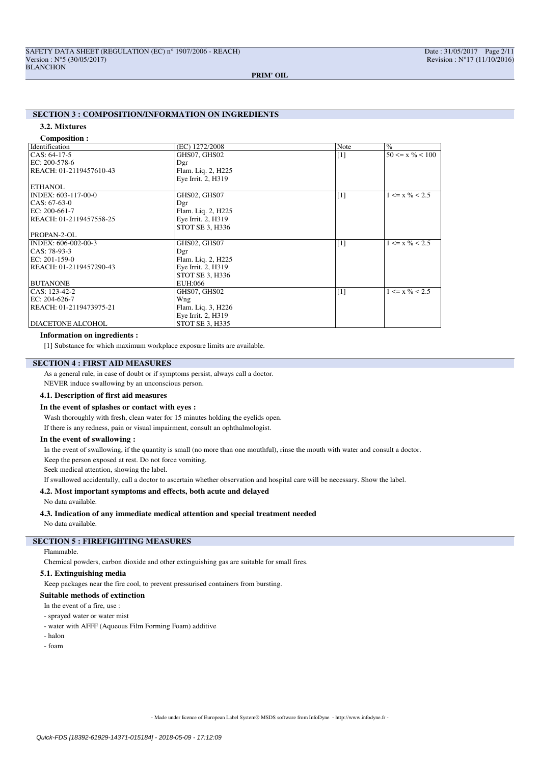## SECTION 3 : COMPOSITION/INFORMATION ON INGREDIENTS

### 3.2. Mixtures

**Composition :**

| Identification | (EC) 1272/2008 | Note | % |
|---|---|---|---|
| CAS: 64-17-5<br>EC: 200-578-6<br>REACH: 01-2119457610-43<br><br>ETHANOL | GHS07, GHS02<br>Dgr<br>Flam. Liq. 2, H225<br>Eye Irrit. 2, H319 | [1] | 50 <= x % < 100 |
| INDEX: 603-117-00-0<br>CAS: 67-63-0<br>EC: 200-661-7<br>REACH: 01-2119457558-25<br><br>PROPAN-2-OL | GHS02, GHS07<br>Dgr<br>Flam. Liq. 2, H225<br>Eye Irrit. 2, H319<br>STOT SE 3, H336 | [1] | 1 <= x % < 2.5 |
| INDEX: 606-002-00-3<br>CAS: 78-93-3<br>EC: 201-159-0<br>REACH: 01-2119457290-43<br><br>BUTANONE | GHS02, GHS07<br>Dgr<br>Flam. Liq. 2, H225<br>Eye Irrit. 2, H319<br>STOT SE 3, H336<br>EUH:066 | [1] | 1 <= x % < 2.5 |
| CAS: 123-42-2<br>EC: 204-626-7<br>REACH: 01-2119473975-21<br><br>DIACETONE ALCOHOL | GHS07, GHS02<br>Wng<br>Flam. Liq. 3, H226<br>Eye Irrit. 2, H319<br>STOT SE 3, H335 | [1] | 1 <= x % < 2.5 |

**Information on ingredients :**

[1] Substance for which maximum workplace exposure limits are available.

## SECTION 4 : FIRST AID MEASURES

As a general rule, in case of doubt or if symptoms persist, always call a doctor.

NEVER induce swallowing by an unconscious person.

### 4.1. Description of first aid measures

**In the event of splashes or contact with eyes :**

Wash thoroughly with fresh, clean water for 15 minutes holding the eyelids open.

If there is any redness, pain or visual impairment, consult an ophthalmologist.

**In the event of swallowing :**

In the event of swallowing, if the quantity is small (no more than one mouthful), rinse the mouth with water and consult a doctor.

Keep the person exposed at rest. Do not force vomiting.

Seek medical attention, showing the label.

If swallowed accidentally, call a doctor to ascertain whether observation and hospital care will be necessary. Show the label.

### 4.2. Most important symptoms and effects, both acute and delayed

No data available.

### 4.3. Indication of any immediate medical attention and special treatment needed

No data available.

## SECTION 5 : FIREFIGHTING MEASURES

Flammable.

Chemical powders, carbon dioxide and other extinguishing gas are suitable for small fires.

### 5.1. Extinguishing media

Keep packages near the fire cool, to prevent pressurised containers from bursting.

**Suitable methods of extinction**

In the event of a fire, use :

- sprayed water or water mist
- water with AFFF (Aqueous Film Forming Foam) additive
- halon
- foam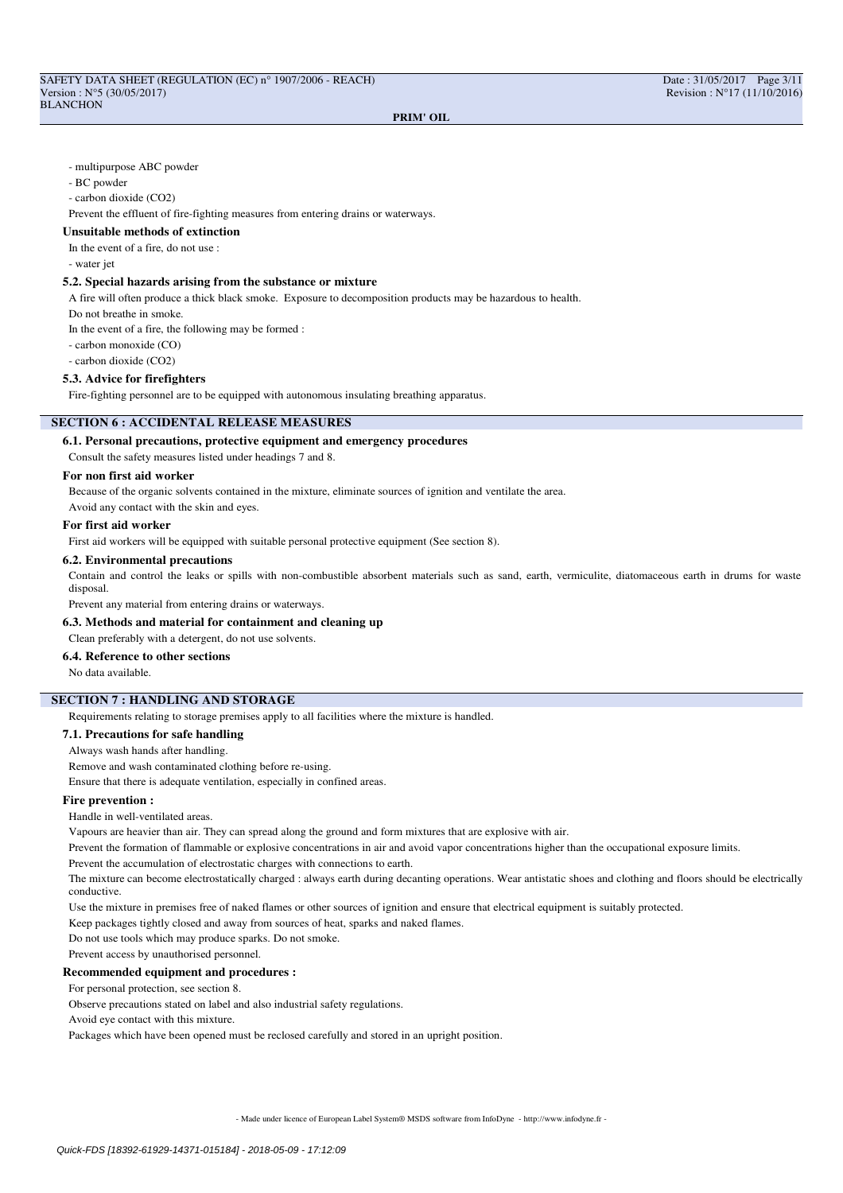- multipurpose ABC powder
- BC powder
- carbon dioxide ($CO_2$)

Prevent the effluent of fire-fighting measures from entering drains or waterways.

**Unsuitable methods of extinction**

In the event of a fire, do not use :

- water jet

### 5.2. Special hazards arising from the substance or mixture

A fire will often produce a thick black smoke. Exposure to decomposition products may be hazardous to health.

Do not breathe in smoke.

In the event of a fire, the following may be formed :

- carbon monoxide (CO)
- carbon dioxide ($CO_2$)

### 5.3. Advice for firefighters

Fire-fighting personnel are to be equipped with autonomous insulating breathing apparatus.

## SECTION 6 : ACCIDENTAL RELEASE MEASURES

### 6.1. Personal precautions, protective equipment and emergency procedures

Consult the safety measures listed under headings 7 and 8.

**For non first aid worker**

Because of the organic solvents contained in the mixture, eliminate sources of ignition and ventilate the area.

Avoid any contact with the skin and eyes.

**For first aid worker**

First aid workers will be equipped with suitable personal protective equipment (See section 8).

### 6.2. Environmental precautions

Contain and control the leaks or spills with non-combustible absorbent materials such as sand, earth, vermiculite, diatomaceous earth in drums for waste disposal.

Prevent any material from entering drains or waterways.

### 6.3. Methods and material for containment and cleaning up

Clean preferably with a detergent, do not use solvents.

### 6.4. Reference to other sections

No data available.

## SECTION 7 : HANDLING AND STORAGE

Requirements relating to storage premises apply to all facilities where the mixture is handled.

### 7.1. Precautions for safe handling

Always wash hands after handling.

Remove and wash contaminated clothing before re-using.

Ensure that there is adequate ventilation, especially in confined areas.

**Fire prevention :**

Handle in well-ventilated areas.

Vapours are heavier than air. They can spread along the ground and form mixtures that are explosive with air.

Prevent the formation of flammable or explosive concentrations in air and avoid vapor concentrations higher than the occupational exposure limits.

Prevent the accumulation of electrostatic charges with connections to earth.

The mixture can become electrostatically charged : always earth during decanting operations. Wear antistatic shoes and clothing and floors should be electrically conductive.

Use the mixture in premises free of naked flames or other sources of ignition and ensure that electrical equipment is suitably protected.

Keep packages tightly closed and away from sources of heat, sparks and naked flames.

Do not use tools which may produce sparks. Do not smoke.

Prevent access by unauthorised personnel.

**Recommended equipment and procedures :**

For personal protection, see section 8.

Observe precautions stated on label and also industrial safety regulations.

Avoid eye contact with this mixture.

Packages which have been opened must be reclosed carefully and stored in an upright position.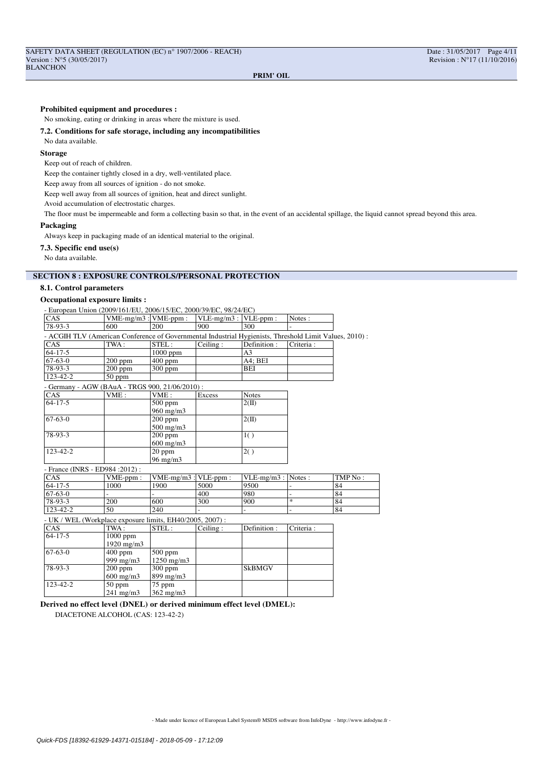**Prohibited equipment and procedures :**

No smoking, eating or drinking in areas where the mixture is used.

**7.2. Conditions for safe storage, including any incompatibilities**

No data available.

**Storage**

Keep out of reach of children.

Keep the container tightly closed in a dry, well-ventilated place.

Keep away from all sources of ignition - do not smoke.

Keep well away from all sources of ignition, heat and direct sunlight.

Avoid accumulation of electrostatic charges.

The floor must be impermeable and form a collecting basin so that, in the event of an accidental spillage, the liquid cannot spread beyond this area.

**Packaging**

Always keep in packaging made of an identical material to the original.

**7.3. Specific end use(s)**

No data available.

## SECTION 8 : EXPOSURE CONTROLS/PERSONAL PROTECTION

**8.1. Control parameters**

**Occupational exposure limits :**

- European Union (2009/161/EU, 2006/15/EC, 2000/39/EC, 98/24/EC)

| CAS | VME-mg/m3 : | VME-ppm : | VLE-mg/m3 : | VLE-ppm : | Notes : |
|---|---|---|---|---|---|
| 78-93-3 | 600 | 200 | 900 | 300 | - |

- ACGIH TLV (American Conference of Governmental Industrial Hygienists, Threshold Limit Values, 2010) :

| CAS | TWA : | STEL : | Ceiling : | Definition : | Criteria : |
|---|---|---|---|---|---|
| 64-17-5 | | 1000 ppm | | A3 | |
| 67-63-0 | 200 ppm | 400 ppm | | A4; BEI | |
| 78-93-3 | 200 ppm | 300 ppm | | BEI | |
| 123-42-2 | 50 ppm | | | | |

- Germany - AGW (BAuA - TRGS 900, 21/06/2010) :

| CAS | VME : | VME : | Excess | Notes |
|---|---|---|---|---|
| 64-17-5 | | 500 ppm<br>960 mg/m3 | | 2(II) |
| 67-63-0 | | 200 ppm<br>500 mg/m3 | | 2(II) |
| 78-93-3 | | 200 ppm<br>600 mg/m3 | | 1( ) |
| 123-42-2 | | 20 ppm<br>96 mg/m3 | | 2( ) |

- France (INRS - ED984 :2012) :

| CAS | VME-ppm : | VME-mg/m3 : | VLE-ppm : | VLE-mg/m3 : | Notes : | TMP No : |
|---|---|---|---|---|---|---|
| 64-17-5 | 1000 | 1900 | 5000 | 9500 | - | 84 |
| 67-63-0 | - | - | 400 | 980 | - | 84 |
| 78-93-3 | 200 | 600 | 300 | 900 | * | 84 |
| 123-42-2 | 50 | 240 | - | - | - | 84 |

- UK / WEL (Workplace exposure limits, EH40/2005, 2007) :

| CAS | TWA : | STEL : | Ceiling : | Definition : | Criteria : |
|---|---|---|---|---|---|
| 64-17-5 | 1000 ppm<br>1920 mg/m3 | | | | |
| 67-63-0 | 400 ppm<br>999 mg/m3 | 500 ppm<br>1250 mg/m3 | | | |
| 78-93-3 | 200 ppm<br>600 mg/m3 | 300 ppm<br>899 mg/m3 | | SkBMGV | |
| 123-42-2 | 50 ppm<br>241 mg/m3 | 75 ppm<br>362 mg/m3 | | | |

**Derived no effect level (DNEL) or derived minimum effect level (DMEL):**

DIACETONE ALCOHOL (CAS: 123-42-2)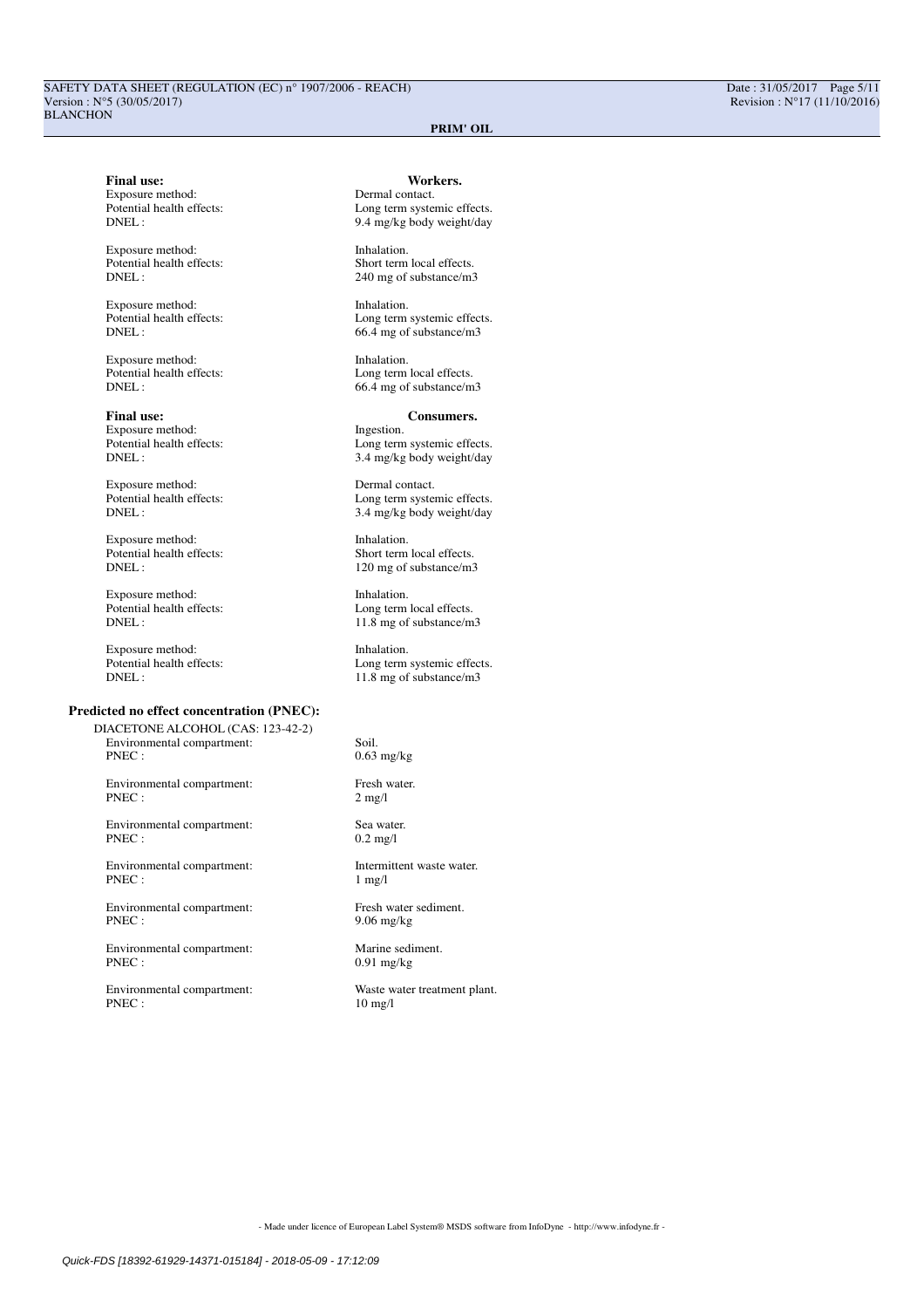**Final use:** **Workers.**

Exposure method: Dermal contact.
Potential health effects: Long term systemic effects.
DNEL : 9.4 mg/kg body weight/day

Exposure method: Inhalation.
Potential health effects: Short term local effects.
DNEL : 240 mg of substance/m3

Exposure method: Inhalation.
Potential health effects: Long term systemic effects.
DNEL : 66.4 mg of substance/m3

Exposure method: Inhalation.
Potential health effects: Long term local effects.
DNEL : 66.4 mg of substance/m3

**Final use:** **Consumers.**

Exposure method: Ingestion.
Potential health effects: Long term systemic effects.
DNEL : 3.4 mg/kg body weight/day

Exposure method: Dermal contact.
Potential health effects: Long term systemic effects.
DNEL : 3.4 mg/kg body weight/day

Exposure method: Inhalation.
Potential health effects: Short term local effects.
DNEL : 120 mg of substance/m3

Exposure method: Inhalation.
Potential health effects: Long term local effects.
DNEL : 11.8 mg of substance/m3

Exposure method: Inhalation.
Potential health effects: Long term systemic effects.
DNEL : 11.8 mg of substance/m3

**Predicted no effect concentration (PNEC):**

DIACETONE ALCOHOL (CAS: 123-42-2)

Environmental compartment: Soil.
PNEC : 0.63 mg/kg

Environmental compartment: Fresh water.
PNEC : 2 mg/l

Environmental compartment: Sea water.
PNEC : 0.2 mg/l

Environmental compartment: Intermittent waste water.
PNEC : 1 mg/l

Environmental compartment: Fresh water sediment.
PNEC : 9.06 mg/kg

Environmental compartment: Marine sediment.
PNEC : 0.91 mg/kg

Environmental compartment: Waste water treatment plant.
PNEC : 10 mg/l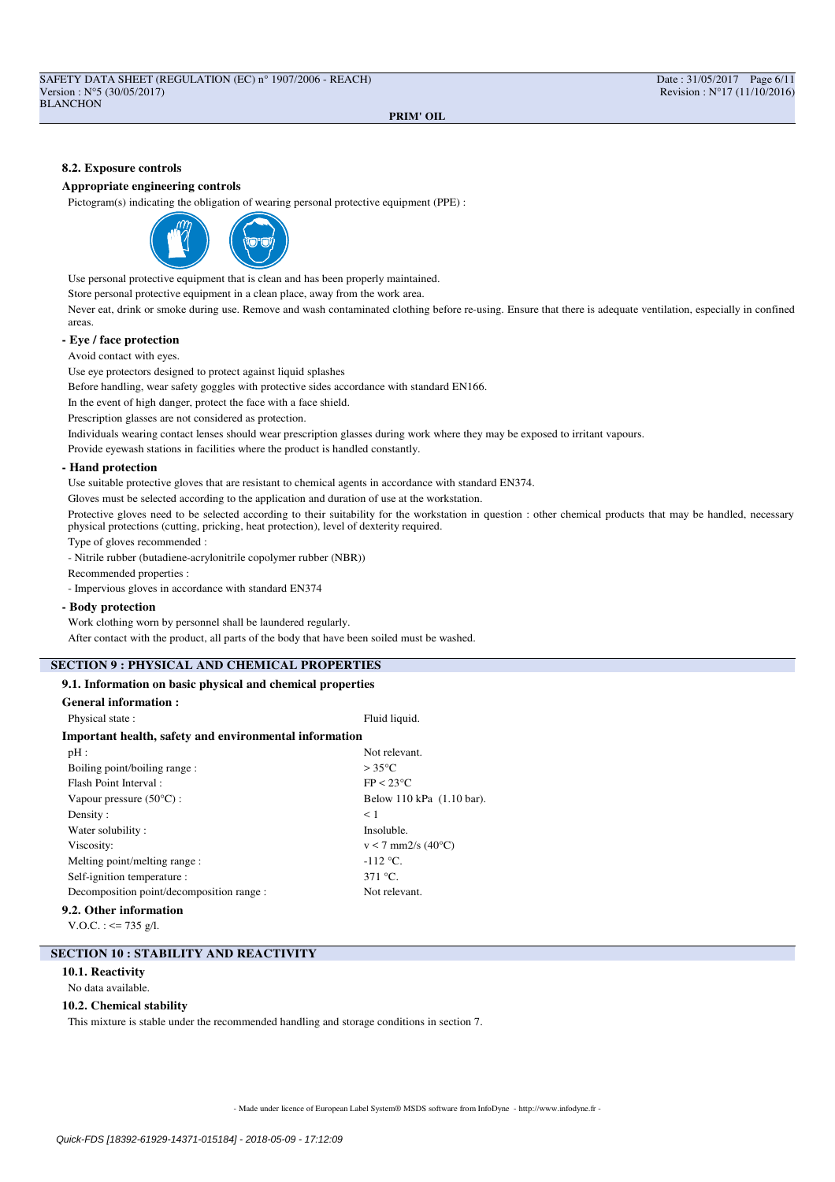**8.2. Exposure controls**

**Appropriate engineering controls**

Pictogram(s) indicating the obligation of wearing personal protective equipment (PPE) :

Use personal protective equipment that is clean and has been properly maintained.

Store personal protective equipment in a clean place, away from the work area.

Never eat, drink or smoke during use. Remove and wash contaminated clothing before re-using. Ensure that there is adequate ventilation, especially in confined areas.

**- Eye / face protection**

Avoid contact with eyes.

Use eye protectors designed to protect against liquid splashes

Before handling, wear safety goggles with protective sides accordance with standard EN166.

In the event of high danger, protect the face with a face shield.

Prescription glasses are not considered as protection.

Individuals wearing contact lenses should wear prescription glasses during work where they may be exposed to irritant vapours.

Provide eyewash stations in facilities where the product is handled constantly.

**- Hand protection**

Use suitable protective gloves that are resistant to chemical agents in accordance with standard EN374.

Gloves must be selected according to the application and duration of use at the workstation.

Protective gloves need to be selected according to their suitability for the workstation in question : other chemical products that may be handled, necessary physical protections (cutting, pricking, heat protection), level of dexterity required.

Type of gloves recommended :

- Nitrile rubber (butadiene-acrylonitrile copolymer rubber (NBR))

Recommended properties :

- Impervious gloves in accordance with standard EN374

**- Body protection**

Work clothing worn by personnel shall be laundered regularly.

After contact with the product, all parts of the body that have been soiled must be washed.

## SECTION 9 : PHYSICAL AND CHEMICAL PROPERTIES

**9.1. Information on basic physical and chemical properties**

**General information :**

| | |
|---|---|
| Physical state : | Fluid liquid. |

**Important health, safety and environmental information**

| | |
|---|---|
| pH : | Not relevant. |
| Boiling point/boiling range : | > 35°C |
| Flash Point Interval : | FP < 23°C |
| Vapour pressure (50°C) : | Below 110 kPa (1.10 bar). |
| Density : | < 1 |
| Water solubility : | Insoluble. |
| Viscosity: | v < 7 mm2/s (40°C) |
| Melting point/melting range : | -112 °C. |
| Self-ignition temperature : | 371 °C. |
| Decomposition point/decomposition range : | Not relevant. |

**9.2. Other information**

V.O.C. : <= 735 g/l.

## SECTION 10 : STABILITY AND REACTIVITY

**10.1. Reactivity**

No data available.

**10.2. Chemical stability**

This mixture is stable under the recommended handling and storage conditions in section 7.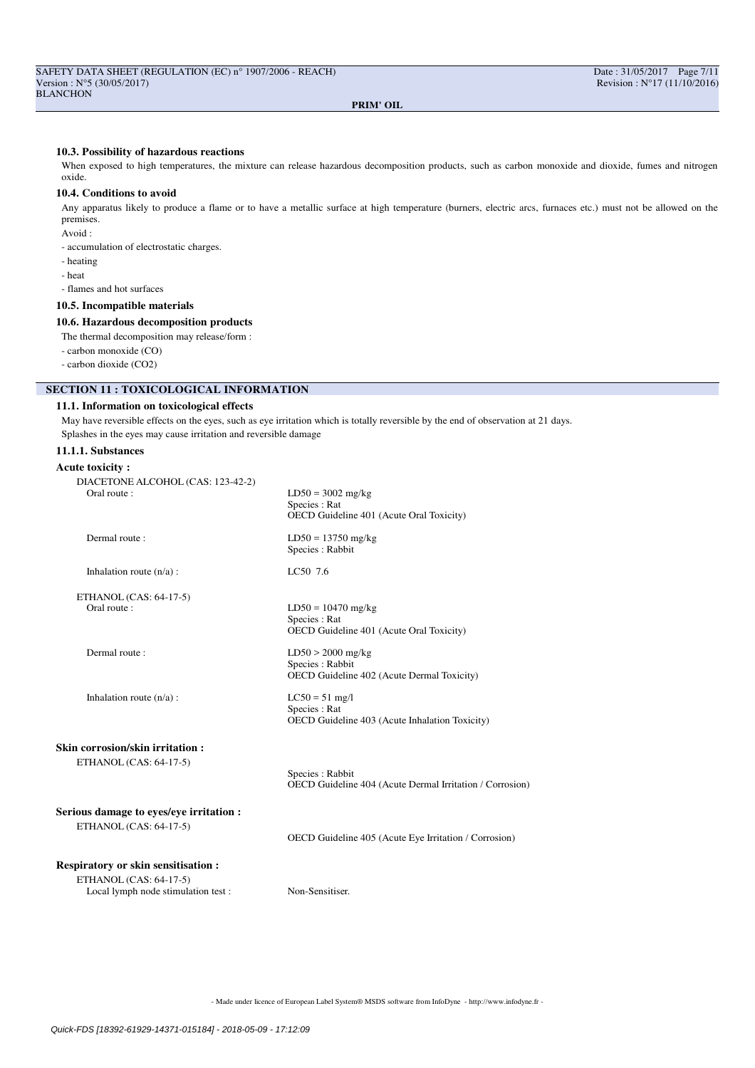#### 10.3. Possibility of hazardous reactions

When exposed to high temperatures, the mixture can release hazardous decomposition products, such as carbon monoxide and dioxide, fumes and nitrogen oxide.

#### 10.4. Conditions to avoid

Any apparatus likely to produce a flame or to have a metallic surface at high temperature (burners, electric arcs, furnaces etc.) must not be allowed on the premises.

Avoid :

- accumulation of electrostatic charges.
- heating
- heat
- flames and hot surfaces

#### 10.5. Incompatible materials

#### 10.6. Hazardous decomposition products

The thermal decomposition may release/form :

- carbon monoxide (CO)
- carbon dioxide (CO2)

## SECTION 11 : TOXICOLOGICAL INFORMATION

#### 11.1. Information on toxicological effects

May have reversible effects on the eyes, such as eye irritation which is totally reversible by the end of observation at 21 days.

Splashes in the eyes may cause irritation and reversible damage

#### 11.1.1. Substances

**Acute toxicity :**

DIACETONE ALCOHOL (CAS: 123-42-2)

| | |
|---|---|
| Oral route : | LD50 = 3002 mg/kg<br>Species : Rat<br>OECD Guideline 401 (Acute Oral Toxicity) |
| Dermal route : | LD50 = 13750 mg/kg<br>Species : Rabbit |
| Inhalation route (n/a) : | LC50 7.6 |

ETHANOL (CAS: 64-17-5)

| | |
|---|---|
| Oral route : | LD50 = 10470 mg/kg<br>Species : Rat<br>OECD Guideline 401 (Acute Oral Toxicity) |
| Dermal route : | LD50 > 2000 mg/kg<br>Species : Rabbit<br>OECD Guideline 402 (Acute Dermal Toxicity) |
| Inhalation route (n/a) : | LC50 = 51 mg/l<br>Species : Rat<br>OECD Guideline 403 (Acute Inhalation Toxicity) |

**Skin corrosion/skin irritation :**

ETHANOL (CAS: 64-17-5)

Species : Rabbit
OECD Guideline 404 (Acute Dermal Irritation / Corrosion)

**Serious damage to eyes/eye irritation :**

ETHANOL (CAS: 64-17-5)

OECD Guideline 405 (Acute Eye Irritation / Corrosion)

**Respiratory or skin sensitisation :**

ETHANOL (CAS: 64-17-5)

Local lymph node stimulation test : Non-Sensitiser.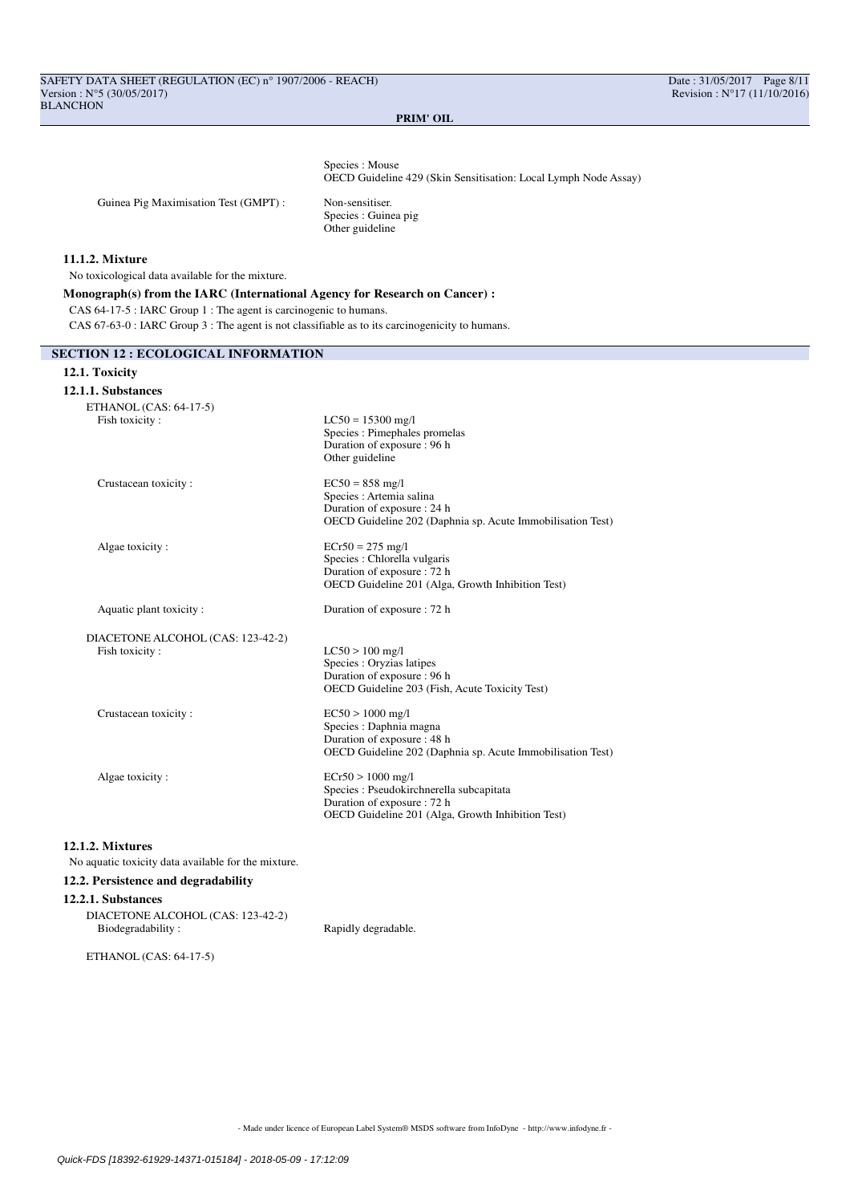Species : Mouse
OECD Guideline 429 (Skin Sensitisation: Local Lymph Node Assay)

| | |
|---|---|
| Guinea Pig Maximisation Test (GMPT) : | Non-sensitiser.<br>Species : Guinea pig<br>Other guideline |

#### 11.1.2. Mixture

No toxicological data available for the mixture.

**Monograph(s) from the IARC (International Agency for Research on Cancer) :**

CAS 64-17-5 : IARC Group 1 : The agent is carcinogenic to humans.

CAS 67-63-0 : IARC Group 3 : The agent is not classifiable as to its carcinogenicity to humans.

## SECTION 12 : ECOLOGICAL INFORMATION

### 12.1. Toxicity

#### 12.1.1. Substances

ETHANOL (CAS: 64-17-5)

| | |
|---|---|
| Fish toxicity : | LC50 = 15300 mg/l<br>Species : Pimephales promelas<br>Duration of exposure : 96 h<br>Other guideline |
| Crustacean toxicity : | EC50 = 858 mg/l<br>Species : Artemia salina<br>Duration of exposure : 24 h<br>OECD Guideline 202 (Daphnia sp. Acute Immobilisation Test) |
| Algae toxicity : | ECr50 = 275 mg/l<br>Species : Chlorella vulgaris<br>Duration of exposure : 72 h<br>OECD Guideline 201 (Alga, Growth Inhibition Test) |
| Aquatic plant toxicity : | Duration of exposure : 72 h |

DIACETONE ALCOHOL (CAS: 123-42-2)

| | |
|---|---|
| Fish toxicity : | LC50 > 100 mg/l<br>Species : Oryzias latipes<br>Duration of exposure : 96 h<br>OECD Guideline 203 (Fish, Acute Toxicity Test) |
| Crustacean toxicity : | EC50 > 1000 mg/l<br>Species : Daphnia magna<br>Duration of exposure : 48 h<br>OECD Guideline 202 (Daphnia sp. Acute Immobilisation Test) |
| Algae toxicity : | ECr50 > 1000 mg/l<br>Species : Pseudokirchnerella subcapitata<br>Duration of exposure : 72 h<br>OECD Guideline 201 (Alga, Growth Inhibition Test) |

#### 12.1.2. Mixtures

No aquatic toxicity data available for the mixture.

### 12.2. Persistence and degradability

#### 12.2.1. Substances

DIACETONE ALCOHOL (CAS: 123-42-2)

| | |
|---|---|
| Biodegradability : | Rapidly degradable. |

ETHANOL (CAS: 64-17-5)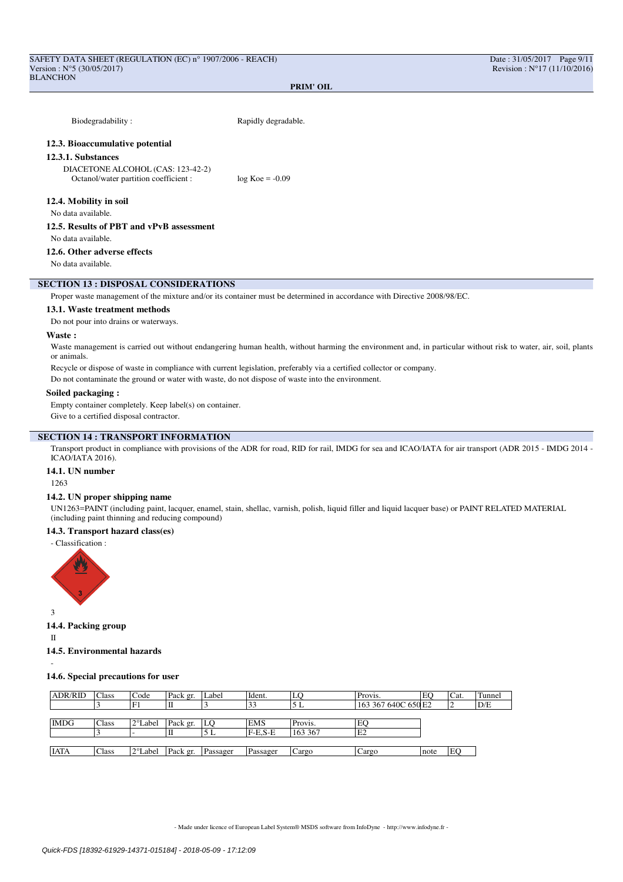Biodegradability : Rapidly degradable.

#### 12.3. Bioaccumulative potential

#### 12.3.1. Substances

DIACETONE ALCOHOL (CAS: 123-42-2)
Octanol/water partition coefficient : log Koe = -0.09

#### 12.4. Mobility in soil

No data available.

#### 12.5. Results of PBT and vPvB assessment

No data available.

#### 12.6. Other adverse effects

No data available.

## SECTION 13 : DISPOSAL CONSIDERATIONS

Proper waste management of the mixture and/or its container must be determined in accordance with Directive 2008/98/EC.

#### 13.1. Waste treatment methods

Do not pour into drains or waterways.

**Waste :**

Waste management is carried out without endangering human health, without harming the environment and, in particular without risk to water, air, soil, plants or animals.

Recycle or dispose of waste in compliance with current legislation, preferably via a certified collector or company.

Do not contaminate the ground or water with waste, do not dispose of waste into the environment.

**Soiled packaging :**

Empty container completely. Keep label(s) on container.

Give to a certified disposal contractor.

## SECTION 14 : TRANSPORT INFORMATION

Transport product in compliance with provisions of the ADR for road, RID for rail, IMDG for sea and ICAO/IATA for air transport (ADR 2015 - IMDG 2014 - ICAO/IATA 2016).

#### 14.1. UN number

1263

#### 14.2. UN proper shipping name

UN1263=PAINT (including paint, lacquer, enamel, stain, shellac, varnish, polish, liquid filler and liquid lacquer base) or PAINT RELATED MATERIAL (including paint thinning and reducing compound)

#### 14.3. Transport hazard class(es)

- Classification :

3

#### 14.4. Packing group

II

#### 14.5. Environmental hazards

-

#### 14.6. Special precautions for user

| ADR/RID | Class | Code | Pack gr. | Label | Ident. | LQ | Provis. | EQ | Cat. | Tunnel |
|---|---|---|---|---|---|---|---|---|---|---|
| | 3 | F1 | II | 3 | 33 | 5 L | 163 367 640C 650 | E2 | 2 | D/E |

| IMDG | Class | 2°Label | Pack gr. | LQ | EMS | Provis. | EQ |
|---|---|---|---|---|---|---|---|
| | 3 | - | II | 5 L | F-E,S-E | 163 367 | E2 |

| IATA | Class | 2°Label | Pack gr. | Passager | Passager | Cargo | Cargo | note | EQ |
|---|---|---|---|---|---|---|---|---|---|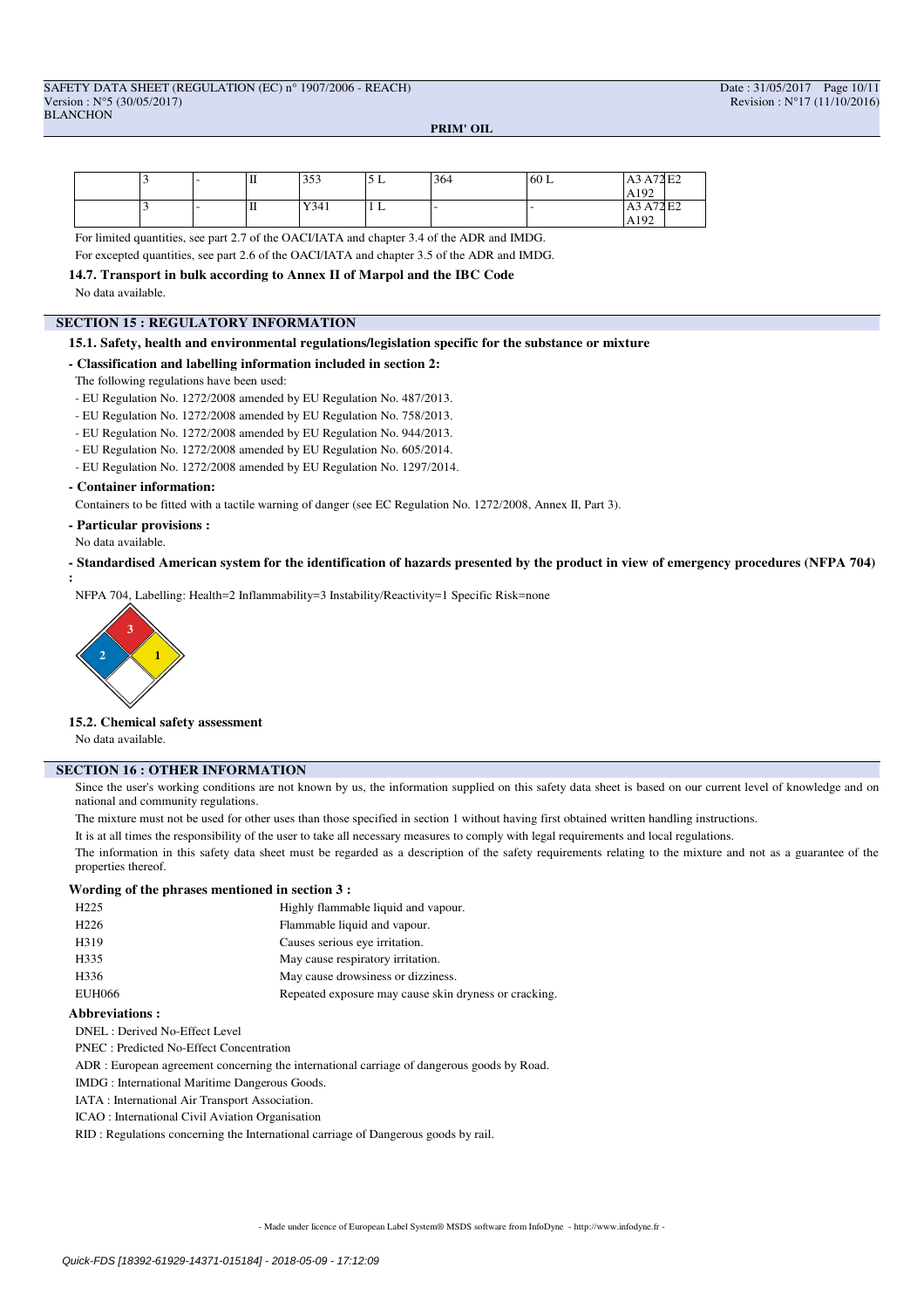|  | 3 | - | II | 353 | 5 L | 364 | 60 L | A3 A72 E2 A192 |
|---|---|---|---|---|---|---|---|---|
|  | 3 | - | II | Y341 | 1 L | - | - | A3 A72 E2 A192 |

For limited quantities, see part 2.7 of the OACI/IATA and chapter 3.4 of the ADR and IMDG.

For excepted quantities, see part 2.6 of the OACI/IATA and chapter 3.5 of the ADR and IMDG.

### 14.7. Transport in bulk according to Annex II of Marpol and the IBC Code

No data available.

## SECTION 15 : REGULATORY INFORMATION

### 15.1. Safety, health and environmental regulations/legislation specific for the substance or mixture

**- Classification and labelling information included in section 2:**

The following regulations have been used:

- EU Regulation No. 1272/2008 amended by EU Regulation No. 487/2013.
- EU Regulation No. 1272/2008 amended by EU Regulation No. 758/2013.
- EU Regulation No. 1272/2008 amended by EU Regulation No. 944/2013.
- EU Regulation No. 1272/2008 amended by EU Regulation No. 605/2014.
- EU Regulation No. 1272/2008 amended by EU Regulation No. 1297/2014.

**- Container information:**

Containers to be fitted with a tactile warning of danger (see EC Regulation No. 1272/2008, Annex II, Part 3).

**- Particular provisions :**

No data available.

**- Standardised American system for the identification of hazards presented by the product in view of emergency procedures (NFPA 704) :**

NFPA 704, Labelling: Health=2 Inflammability=3 Instability/Reactivity=1 Specific Risk=none

### 15.2. Chemical safety assessment

No data available.

## SECTION 16 : OTHER INFORMATION

Since the user's working conditions are not known by us, the information supplied on this safety data sheet is based on our current level of knowledge and on national and community regulations.

The mixture must not be used for other uses than those specified in section 1 without having first obtained written handling instructions.

It is at all times the responsibility of the user to take all necessary measures to comply with legal requirements and local regulations.

The information in this safety data sheet must be regarded as a description of the safety requirements relating to the mixture and not as a guarantee of the properties thereof.

### Wording of the phrases mentioned in section 3 :

| | |
|---|---|
| H225 | Highly flammable liquid and vapour. |
| H226 | Flammable liquid and vapour. |
| H319 | Causes serious eye irritation. |
| H335 | May cause respiratory irritation. |
| H336 | May cause drowsiness or dizziness. |
| EUH066 | Repeated exposure may cause skin dryness or cracking. |

### Abbreviations :

DNEL : Derived No-Effect Level

PNEC : Predicted No-Effect Concentration

ADR : European agreement concerning the international carriage of dangerous goods by Road.

IMDG : International Maritime Dangerous Goods.

IATA : International Air Transport Association.

ICAO : International Civil Aviation Organisation

RID : Regulations concerning the International carriage of Dangerous goods by rail.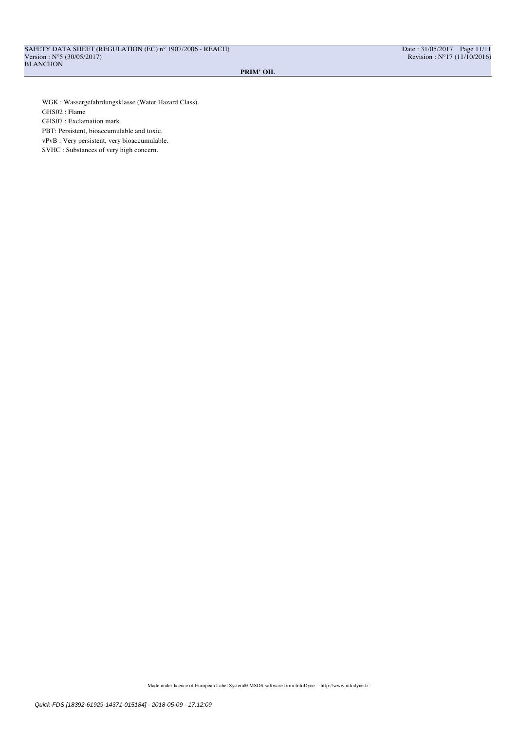WGK : Wassergefahrdungsklasse (Water Hazard Class).

GHS02 : Flame

GHS07 : Exclamation mark

PBT: Persistent, bioaccumulable and toxic.

vPvB : Very persistent, very bioaccumulable.

SVHC : Substances of very high concern.